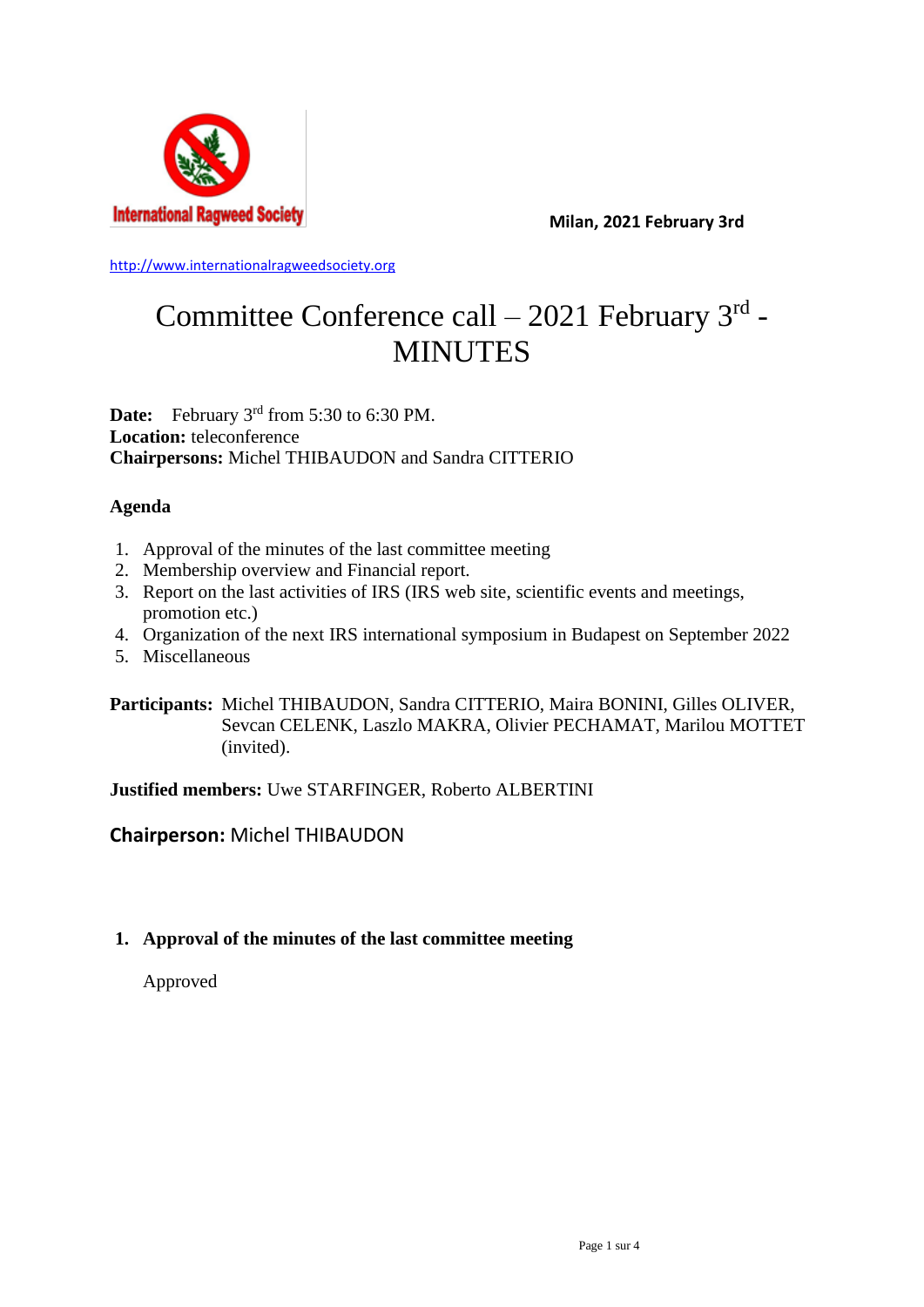International Ragweed Society

**Milan, 2021 February 3rd**

http://www.internationalragweedsociety.org

# Committee Conference call – 2021 February 3rd - MINUTES

**Date:** February 3rd from 5:30 to 6:30 PM.
**Location:** teleconference
**Chairpersons:** Michel THIBAUDON and Sandra CITTERIO

**Agenda**

1. Approval of the minutes of the last committee meeting
2. Membership overview and Financial report.
3. Report on the last activities of IRS (IRS web site, scientific events and meetings, promotion etc.)
4. Organization of the next IRS international symposium in Budapest on September 2022
5. Miscellaneous

**Participants:** Michel THIBAUDON, Sandra CITTERIO, Maira BONINI, Gilles OLIVER, Sevcan CELENK, Laszlo MAKRA, Olivier PECHAMAT, Marilou MOTTET (invited).

**Justified members:** Uwe STARFINGER, Roberto ALBERTINI

**Chairperson:** Michel THIBAUDON

1. **Approval of the minutes of the last committee meeting**

   Approved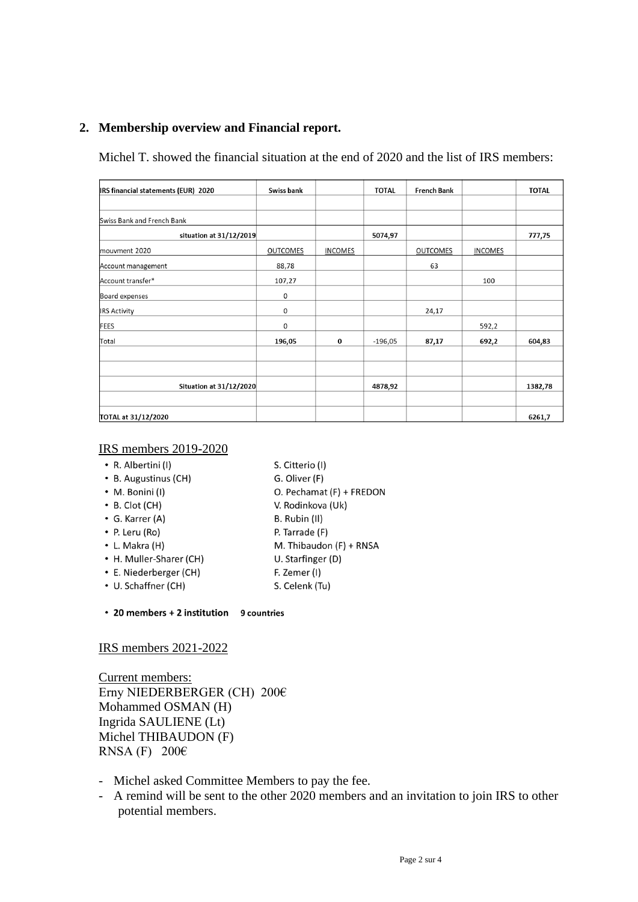## 2. Membership overview and Financial report.

Michel T. showed the financial situation at the end of 2020 and the list of IRS members:

| IRS financial statements (EUR) 2020 | Swiss bank | | TOTAL | French Bank | | TOTAL |
|---|---|---|---|---|---|---|
| | | | | | | |
| Swiss Bank and French Bank | | | | | | |
| situation at 31/12/2019 | | | 5074,97 | | | 777,75 |
| mouvment 2020 | OUTCOMES | INCOMES | | OUTCOMES | INCOMES | |
| Account management | 88,78 | | | 63 | | |
| Account transfer* | 107,27 | | | | 100 | |
| Board expenses | 0 | | | | | |
| IRS Activity | 0 | | | 24,17 | | |
| FEES | 0 | | | | 592,2 | |
| Total | 196,05 | 0 | -196,05 | 87,17 | 692,2 | 604,83 |
| | | | | | | |
| | | | | | | |
| Situation at 31/12/2020 | | | 4878,92 | | | 1382,78 |
| | | | | | | |
| TOTAL at 31/12/2020 | | | | | | 6261,7 |

IRS members 2019-2020

- R. Albertini (I)
- B. Augustinus (CH)
- M. Bonini (I)
- B. Clot (CH)
- G. Karrer (A)
- P. Leru (Ro)
- L. Makra (H)
- H. Muller-Sharer (CH)
- E. Niederberger (CH)
- U. Schaffner (CH)

S. Citterio (I)
G. Oliver (F)
O. Pechamat (F) + FREDON
V. Rodinkova (Uk)
B. Rubin (Il)
P. Tarrade (F)
M. Thibaudon (F) + RNSA
U. Starfinger (D)
F. Zemer (I)
S. Celenk (Tu)

- **20 members + 2 institution 9 countries**

IRS members 2021-2022

Current members:
Erny NIEDERBERGER (CH) 200€
Mohammed OSMAN (H)
Ingrida SAULIENE (Lt)
Michel THIBAUDON (F)
RNSA (F) 200€

- Michel asked Committee Members to pay the fee.
- A remind will be sent to the other 2020 members and an invitation to join IRS to other potential members.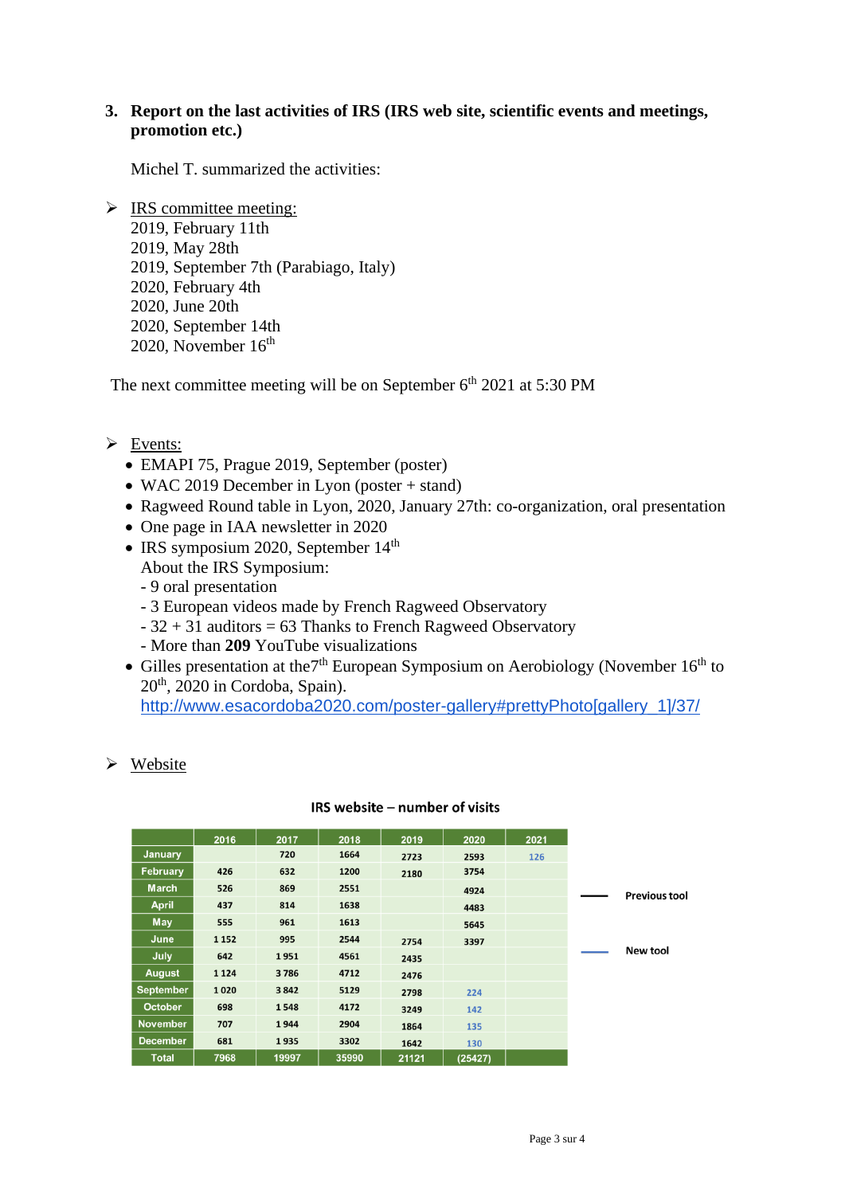### 3. Report on the last activities of IRS (IRS web site, scientific events and meetings, promotion etc.)

Michel T. summarized the activities:

- IRS committee meeting:
  2019, February 11th
  2019, May 28th
  2019, September 7th (Parabiago, Italy)
  2020, February 4th
  2020, June 20th
  2020, September 14th
  2020, November 16th

The next committee meeting will be on September 6th 2021 at 5:30 PM

- Events:
  - EMAPI 75, Prague 2019, September (poster)
  - WAC 2019 December in Lyon (poster + stand)
  - Ragweed Round table in Lyon, 2020, January 27th: co-organization, oral presentation
  - One page in IAA newsletter in 2020
  - IRS symposium 2020, September 14th
    About the IRS Symposium:
    - 9 oral presentation
    - 3 European videos made by French Ragweed Observatory
    - 32 + 31 auditors = 63 Thanks to French Ragweed Observatory
    - More than **209** YouTube visualizations
  - Gilles presentation at the7th European Symposium on Aerobiology (November 16th to 20th, 2020 in Cordoba, Spain).
    http://www.esacordoba2020.com/poster-gallery#prettyPhoto[gallery_1]/37/

- Website

**IRS website – number of visits**

| | 2016 | 2017 | 2018 | 2019 | 2020 | 2021 |
|---|---|---|---|---|---|---|
| January | | 720 | 1664 | 2723 | 2593 | 126 |
| February | 426 | 632 | 1200 | 2180 | 3754 | |
| March | 526 | 869 | 2551 | | 4924 | |
| April | 437 | 814 | 1638 | | 4483 | |
| May | 555 | 961 | 1613 | | 5645 | |
| June | 1 152 | 995 | 2544 | 2754 | 3397 | |
| July | 642 | 1 951 | 4561 | 2435 | | |
| August | 1 124 | 3 786 | 4712 | 2476 | | |
| September | 1 020 | 3 842 | 5129 | 2798 | 224 | |
| October | 698 | 1 548 | 4172 | 3249 | 142 | |
| November | 707 | 1 944 | 2904 | 1864 | 135 | |
| December | 681 | 1 935 | 3302 | 1642 | 130 | |
| Total | 7968 | 19997 | 35990 | 21121 | (25427) | |

Previous tool (black) — New tool (blue)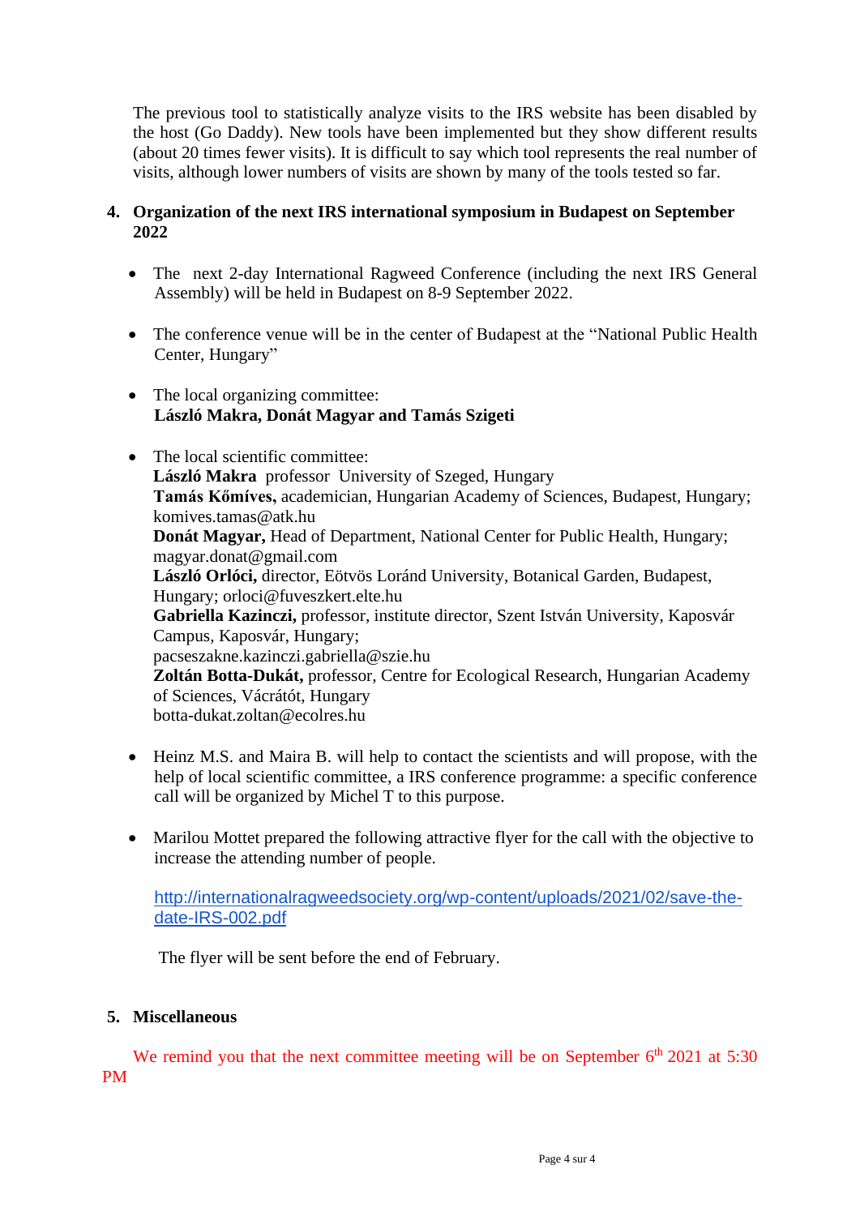The previous tool to statistically analyze visits to the IRS website has been disabled by the host (Go Daddy). New tools have been implemented but they show different results (about 20 times fewer visits). It is difficult to say which tool represents the real number of visits, although lower numbers of visits are shown by many of the tools tested so far.

## 4. Organization of the next IRS international symposium in Budapest on September 2022

- The next 2-day International Ragweed Conference (including the next IRS General Assembly) will be held in Budapest on 8-9 September 2022.

- The conference venue will be in the center of Budapest at the "National Public Health Center, Hungary"

- The local organizing committee:
  **László Makra, Donát Magyar and Tamás Szigeti**

- The local scientific committee:
  **László Makra** professor University of Szeged, Hungary
  **Tamás Kőmíves,** academician, Hungarian Academy of Sciences, Budapest, Hungary; komives.tamas@atk.hu
  **Donát Magyar,** Head of Department, National Center for Public Health, Hungary; magyar.donat@gmail.com
  **László Orlóci,** director, Eötvös Loránd University, Botanical Garden, Budapest, Hungary; orloci@fuveszkert.elte.hu
  **Gabriella Kazinczi,** professor, institute director, Szent István University, Kaposvár Campus, Kaposvár, Hungary;
  pacseszakne.kazinczi.gabriella@szie.hu
  **Zoltán Botta-Dukát,** professor, Centre for Ecological Research, Hungarian Academy of Sciences, Vácrátót, Hungary
  botta-dukat.zoltan@ecolres.hu

- Heinz M.S. and Maira B. will help to contact the scientists and will propose, with the help of local scientific committee, a IRS conference programme: a specific conference call will be organized by Michel T to this purpose.

- Marilou Mottet prepared the following attractive flyer for the call with the objective to increase the attending number of people.

  http://internationalragweedsociety.org/wp-content/uploads/2021/02/save-the-date-IRS-002.pdf

  The flyer will be sent before the end of February.

## 5. Miscellaneous

We remind you that the next committee meeting will be on September 6th 2021 at 5:30 PM